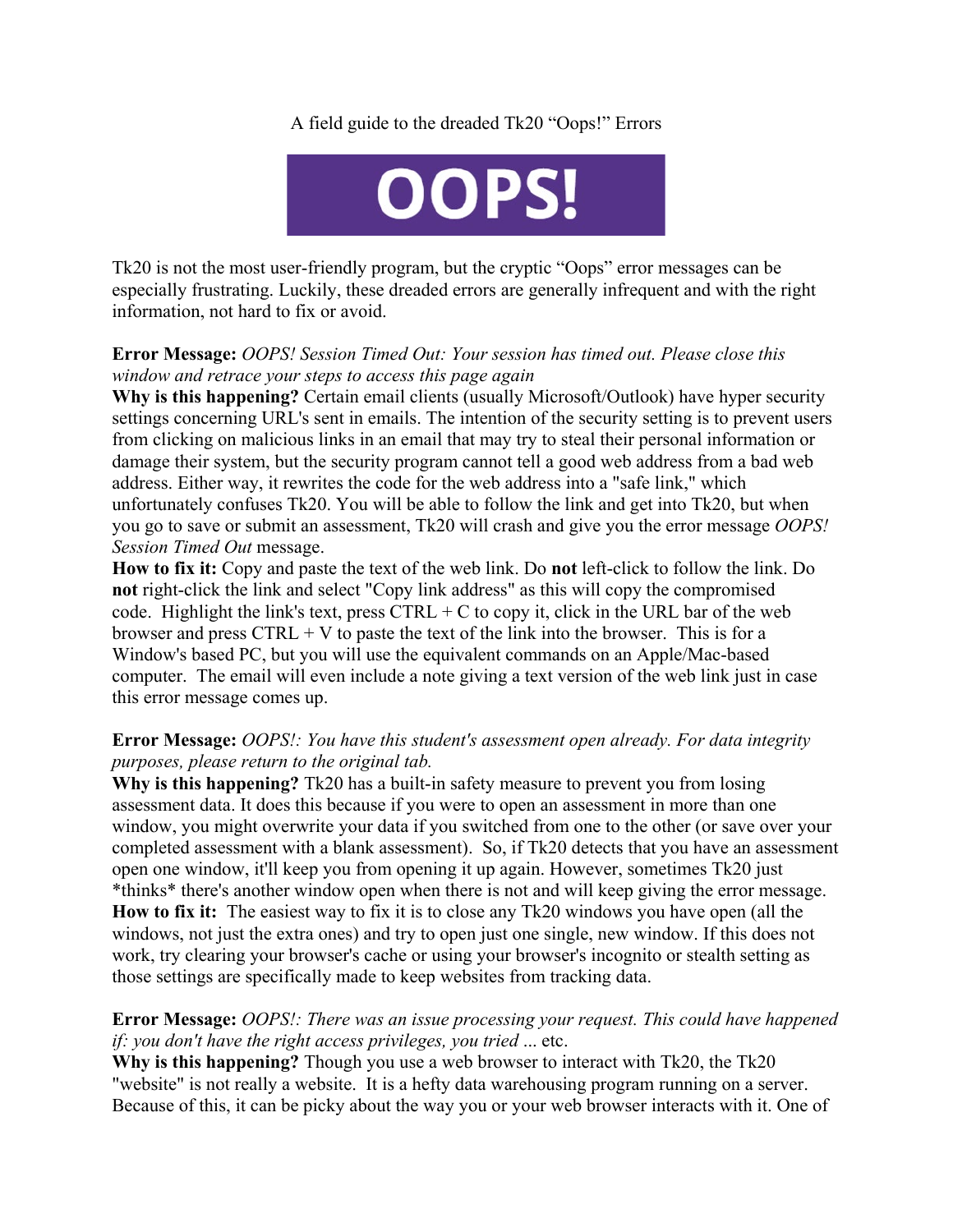A field guide to the dreaded Tk20 "Oops!" Errors

Tk20 is not the most user-friendly program, but the cryptic "Oops" error messages can be especially frustrating. Luckily, these dreaded errors are generally infrequent and with the right information, not hard to fix or avoid.

**Error Message:** *OOPS! Session Timed Out: Your session has timed out. Please close this window and retrace your steps to access this page again*
**Why is this happening?** Certain email clients (usually Microsoft/Outlook) have hyper security settings concerning URL's sent in emails. The intention of the security setting is to prevent users from clicking on malicious links in an email that may try to steal their personal information or damage their system, but the security program cannot tell a good web address from a bad web address. Either way, it rewrites the code for the web address into a "safe link," which unfortunately confuses Tk20. You will be able to follow the link and get into Tk20, but when you go to save or submit an assessment, Tk20 will crash and give you the error message *OOPS! Session Timed Out* message.
**How to fix it:** Copy and paste the text of the web link. Do **not** left-click to follow the link. Do **not** right-click the link and select "Copy link address" as this will copy the compromised code. Highlight the link's text, press CTRL + C to copy it, click in the URL bar of the web browser and press CTRL + V to paste the text of the link into the browser. This is for a Window's based PC, but you will use the equivalent commands on an Apple/Mac-based computer. The email will even include a note giving a text version of the web link just in case this error message comes up.

**Error Message:** *OOPS!: You have this student's assessment open already. For data integrity purposes, please return to the original tab.*
**Why is this happening?** Tk20 has a built-in safety measure to prevent you from losing assessment data. It does this because if you were to open an assessment in more than one window, you might overwrite your data if you switched from one to the other (or save over your completed assessment with a blank assessment). So, if Tk20 detects that you have an assessment open one window, it'll keep you from opening it up again. However, sometimes Tk20 just *thinks* there's another window open when there is not and will keep giving the error message.
**How to fix it:** The easiest way to fix it is to close any Tk20 windows you have open (all the windows, not just the extra ones) and try to open just one single, new window. If this does not work, try clearing your browser's cache or using your browser's incognito or stealth setting as those settings are specifically made to keep websites from tracking data.

**Error Message:** *OOPS!: There was an issue processing your request. This could have happened if: you don't have the right access privileges, you tried ...* etc.
**Why is this happening?** Though you use a web browser to interact with Tk20, the Tk20 "website" is not really a website. It is a hefty data warehousing program running on a server. Because of this, it can be picky about the way you or your web browser interacts with it. One of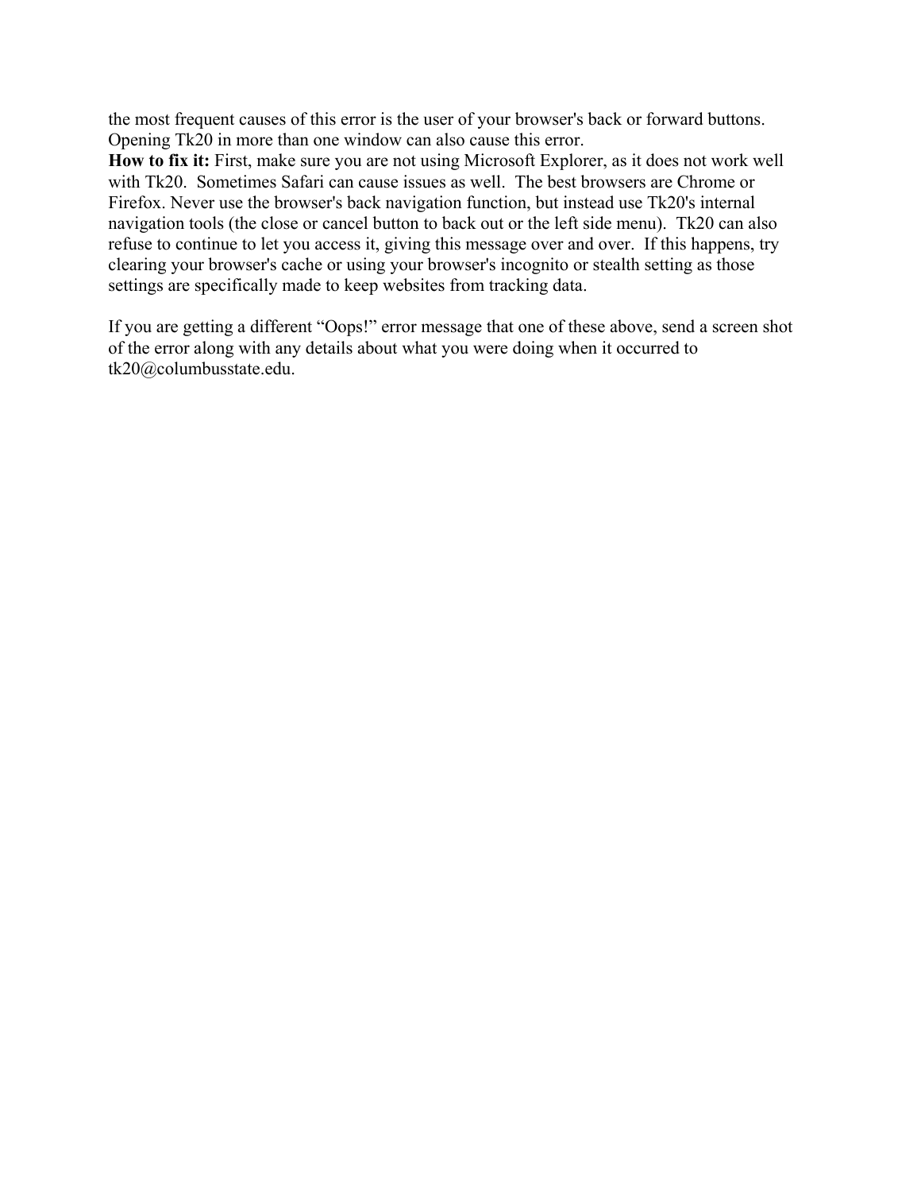the most frequent causes of this error is the user of your browser's back or forward buttons. Opening Tk20 in more than one window can also cause this error.

**How to fix it:** First, make sure you are not using Microsoft Explorer, as it does not work well with Tk20. Sometimes Safari can cause issues as well. The best browsers are Chrome or Firefox. Never use the browser's back navigation function, but instead use Tk20's internal navigation tools (the close or cancel button to back out or the left side menu). Tk20 can also refuse to continue to let you access it, giving this message over and over. If this happens, try clearing your browser's cache or using your browser's incognito or stealth setting as those settings are specifically made to keep websites from tracking data.

If you are getting a different "Oops!" error message that one of these above, send a screen shot of the error along with any details about what you were doing when it occurred to tk20@columbusstate.edu.